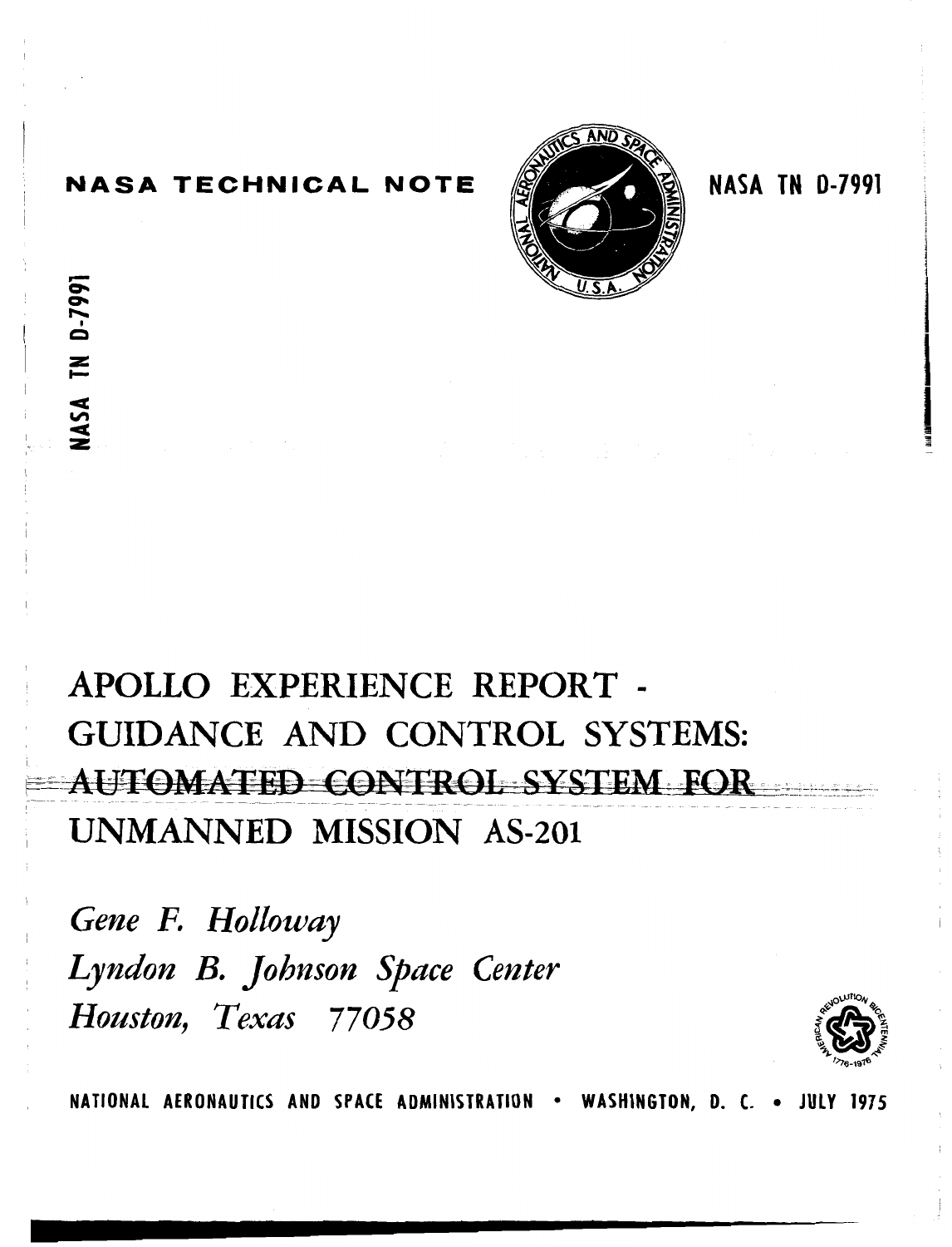NASA TECHNICAL NOTE

NASA TN D-7991

NASA TN D-7991

# APOLLO EXPERIENCE REPORT - GUIDANCE AND CONTROL SYSTEMS: AUTOMATED CONTROL SYSTEM FOR UNMANNED MISSION AS-201

*Gene F. Holloway*
*Lyndon B. Johnson Space Center*
*Houston, Texas 77058*

NATIONAL AERONAUTICS AND SPACE ADMINISTRATION • WASHINGTON, D. C. • JULY 1975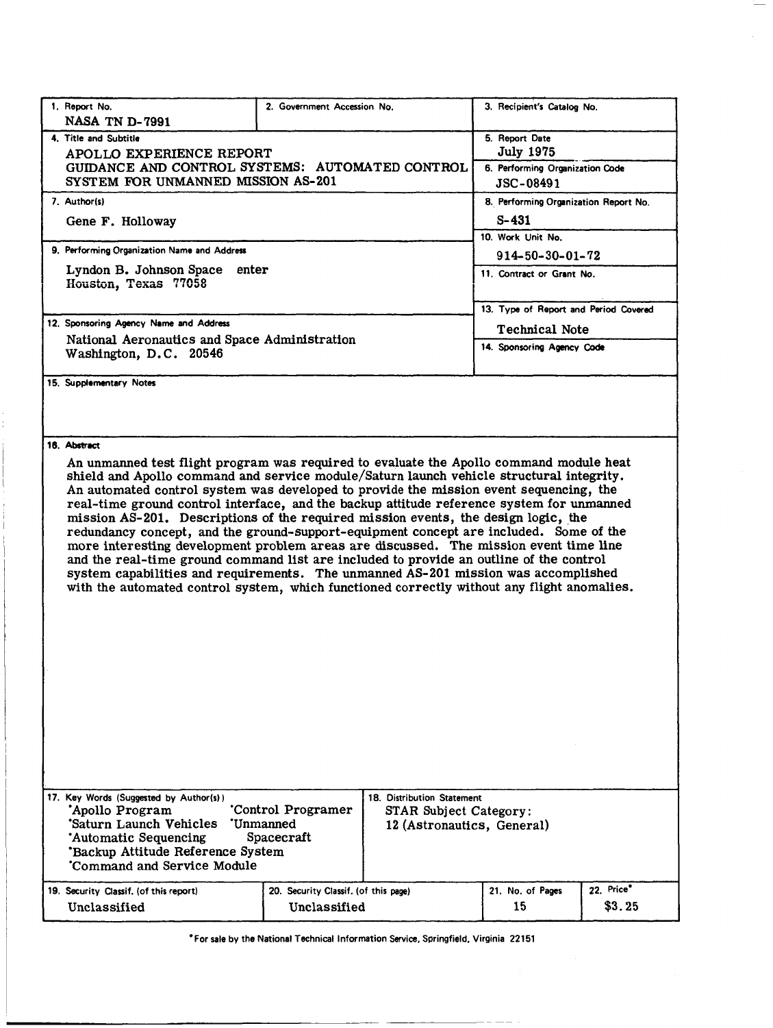| 1. Report No. NASA TN D-7991 | 2. Government Accession No. | 3. Recipient's Catalog No. |
|---|---|---|
| 4. Title and Subtitle APOLLO EXPERIENCE REPORT GUIDANCE AND CONTROL SYSTEMS: AUTOMATED CONTROL SYSTEM FOR UNMANNED MISSION AS-201 | | 5. Report Date July 1975 |
| | | 6. Performing Organization Code JSC-08491 |
| 7. Author(s) Gene F. Holloway | | 8. Performing Organization Report No. S-431 |
| | | 10. Work Unit No. 914-50-30-01-72 |
| 9. Performing Organization Name and Address Lyndon B. Johnson Space enter Houston, Texas 77058 | | 11. Contract or Grant No. |
| | | 13. Type of Report and Period Covered Technical Note |
| 12. Sponsoring Agency Name and Address National Aeronautics and Space Administration Washington, D.C. 20546 | | 14. Sponsoring Agency Code |

15. Supplementary Notes

16. Abstract

An unmanned test flight program was required to evaluate the Apollo command module heat shield and Apollo command and service module/Saturn launch vehicle structural integrity. An automated control system was developed to provide the mission event sequencing, the real-time ground control interface, and the backup attitude reference system for unmanned mission AS-201. Descriptions of the required mission events, the design logic, the redundancy concept, and the ground-support-equipment concept are included. Some of the more interesting development problem areas are discussed. The mission event time line and the real-time ground command list are included to provide an outline of the control system capabilities and requirements. The unmanned AS-201 mission was accomplished with the automated control system, which functioned correctly without any flight anomalies.

| 17. Key Words (Suggested by Author(s)) | 18. Distribution Statement |
|---|---|
| 'Apollo Program 'Control Programer 'Saturn Launch Vehicles 'Unmanned 'Automatic Sequencing Spacecraft 'Backup Attitude Reference System 'Command and Service Module | STAR Subject Category: 12 (Astronautics, General) |

| 19. Security Classif. (of this report) | 20. Security Classif. (of this page) | 21. No. of Pages | 22. Price* |
|---|---|---|---|
| Unclassified | Unclassified | 15 | $3.25 |

*For sale by the National Technical Information Service, Springfield, Virginia 22151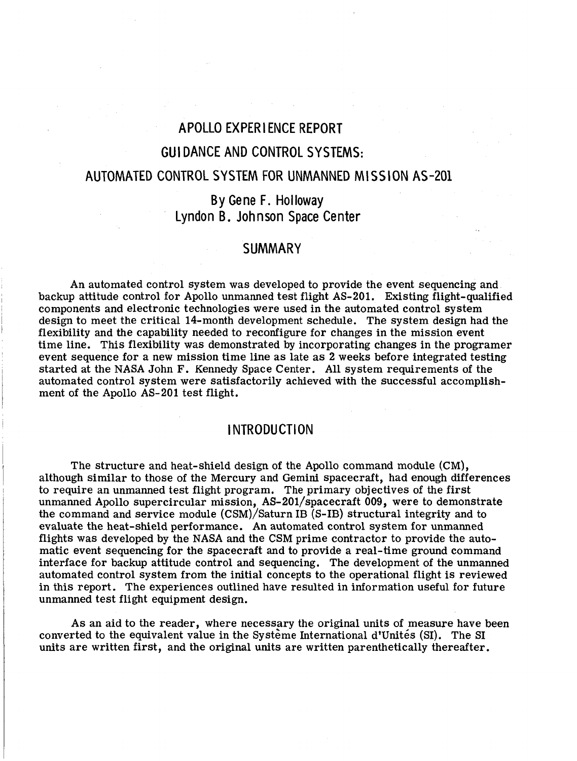# APOLLO EXPERIENCE REPORT

# GUIDANCE AND CONTROL SYSTEMS:

# AUTOMATED CONTROL SYSTEM FOR UNMANNED MISSION AS-201

By Gene F. Holloway
Lyndon B. Johnson Space Center

## SUMMARY

An automated control system was developed to provide the event sequencing and backup attitude control for Apollo unmanned test flight AS-201. Existing flight-qualified components and electronic technologies were used in the automated control system design to meet the critical 14-month development schedule. The system design had the flexibility and the capability needed to reconfigure for changes in the mission event time line. This flexibility was demonstrated by incorporating changes in the programer event sequence for a new mission time line as late as 2 weeks before integrated testing started at the NASA John F. Kennedy Space Center. All system requirements of the automated control system were satisfactorily achieved with the successful accomplishment of the Apollo AS-201 test flight.

## INTRODUCTION

The structure and heat-shield design of the Apollo command module (CM), although similar to those of the Mercury and Gemini spacecraft, had enough differences to require an unmanned test flight program. The primary objectives of the first unmanned Apollo supercircular mission, AS-201/spacecraft 009, were to demonstrate the command and service module (CSM)/Saturn IB (S-IB) structural integrity and to evaluate the heat-shield performance. An automated control system for unmanned flights was developed by the NASA and the CSM prime contractor to provide the automatic event sequencing for the spacecraft and to provide a real-time ground command interface for backup attitude control and sequencing. The development of the unmanned automated control system from the initial concepts to the operational flight is reviewed in this report. The experiences outlined have resulted in information useful for future unmanned test flight equipment design.

As an aid to the reader, where necessary the original units of measure have been converted to the equivalent value in the Système International d'Unités (SI). The SI units are written first, and the original units are written parenthetically thereafter.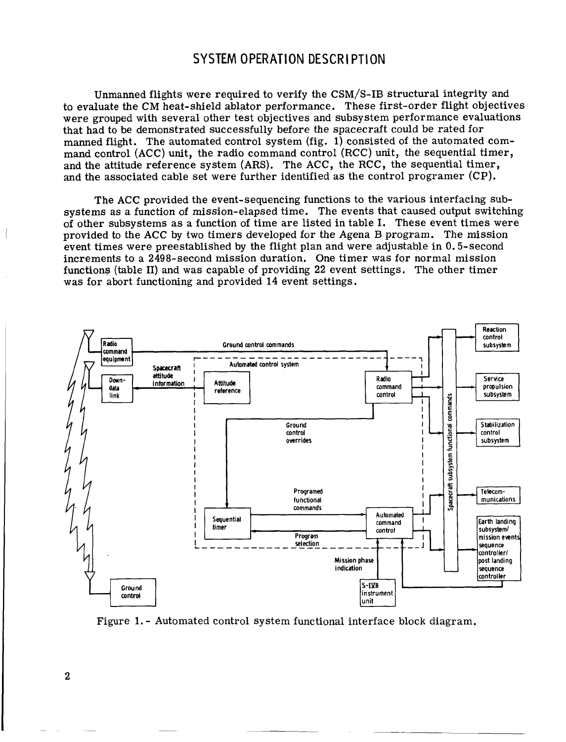# SYSTEM OPERATION DESCRIPTION

Unmanned flights were required to verify the CSM/S-IB structural integrity and to evaluate the CM heat-shield ablator performance. These first-order flight objectives were grouped with several other test objectives and subsystem performance evaluations that had to be demonstrated successfully before the spacecraft could be rated for manned flight. The automated control system (fig. 1) consisted of the automated command control (ACC) unit, the radio command control (RCC) unit, the sequential timer, and the attitude reference system (ARS). The ACC, the RCC, the sequential timer, and the associated cable set were further identified as the control programer (CP).

The ACC provided the event-sequencing functions to the various interfacing subsystems as a function of mission-elapsed time. The events that caused output switching of other subsystems as a function of time are listed in table I. These event times were provided to the ACC by two timers developed for the Agena B program. The mission event times were preestablished by the flight plan and were adjustable in 0.5-second increments to a 2498-second mission duration. One timer was for normal mission functions (table II) and was capable of providing 22 event settings. The other timer was for abort functioning and provided 14 event settings.

Figure 1.- Automated control system functional interface block diagram.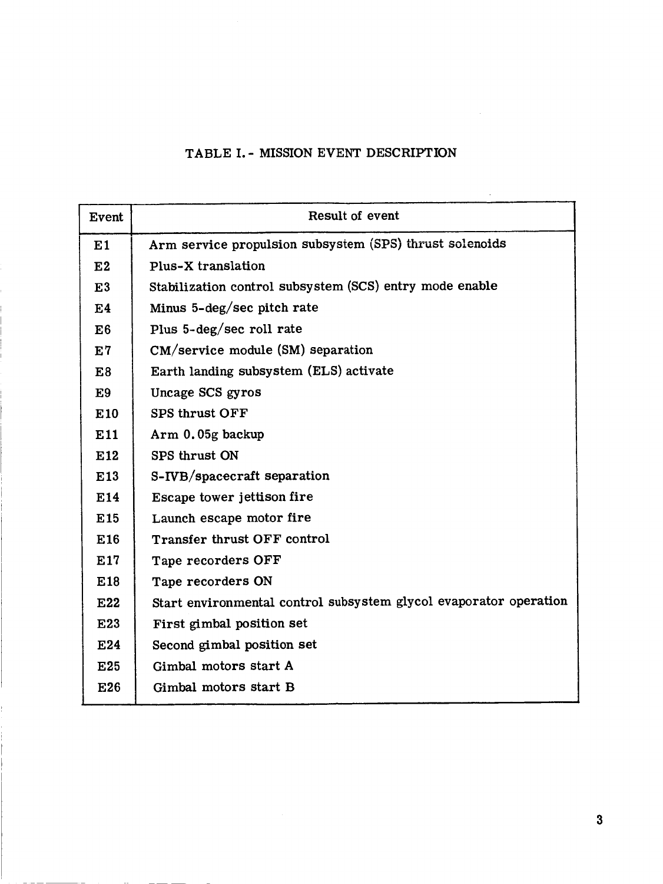TABLE I. - MISSION EVENT DESCRIPTION

| Event | Result of event |
|---|---|
| E1 | Arm service propulsion subsystem (SPS) thrust solenoids |
| E2 | Plus-X translation |
| E3 | Stabilization control subsystem (SCS) entry mode enable |
| E4 | Minus 5-deg/sec pitch rate |
| E6 | Plus 5-deg/sec roll rate |
| E7 | CM/service module (SM) separation |
| E8 | Earth landing subsystem (ELS) activate |
| E9 | Uncage SCS gyros |
| E10 | SPS thrust OFF |
| E11 | Arm 0.05g backup |
| E12 | SPS thrust ON |
| E13 | S-IVB/spacecraft separation |
| E14 | Escape tower jettison fire |
| E15 | Launch escape motor fire |
| E16 | Transfer thrust OFF control |
| E17 | Tape recorders OFF |
| E18 | Tape recorders ON |
| E22 | Start environmental control subsystem glycol evaporator operation |
| E23 | First gimbal position set |
| E24 | Second gimbal position set |
| E25 | Gimbal motors start A |
| E26 | Gimbal motors start B |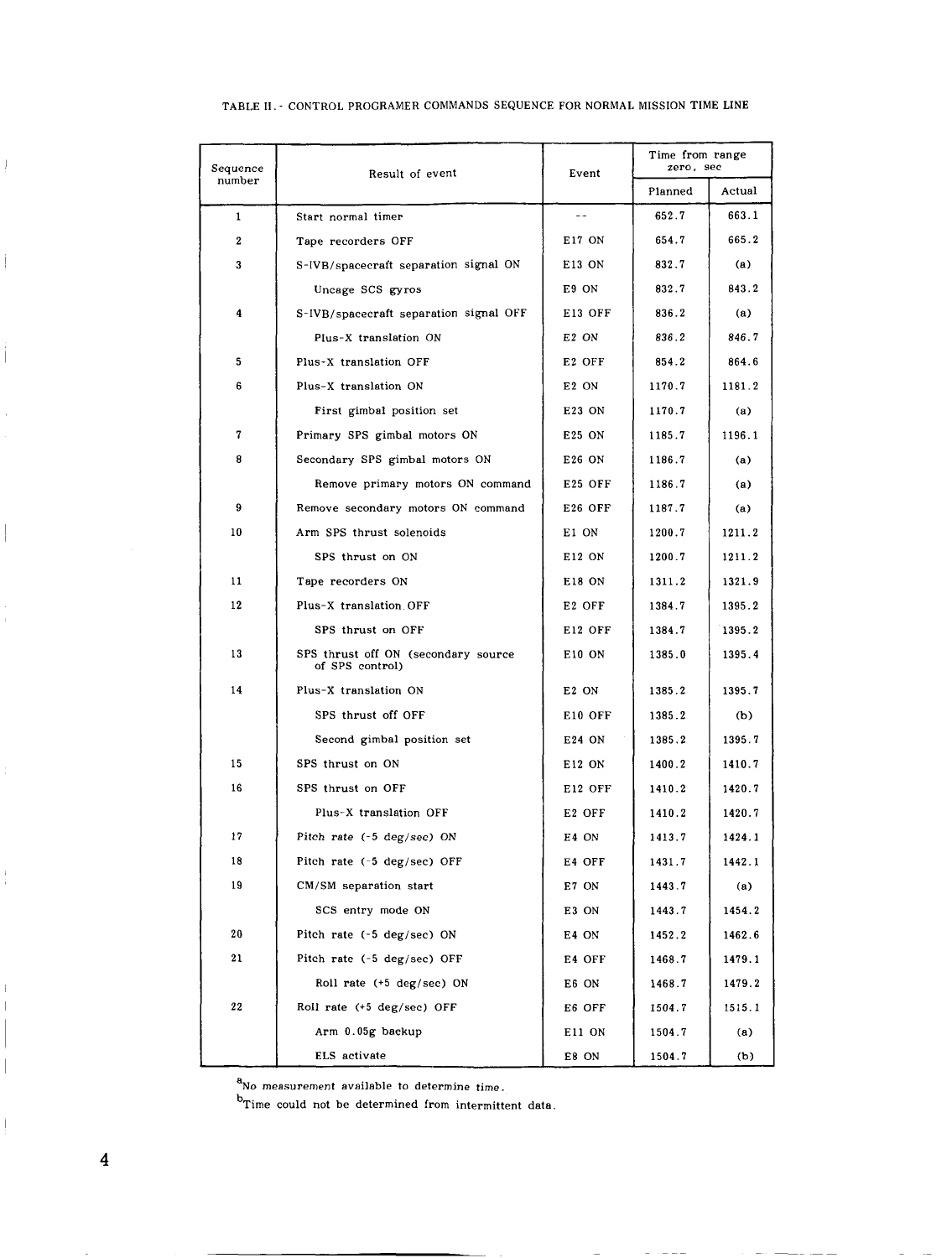TABLE II.- CONTROL PROGRAMER COMMANDS SEQUENCE FOR NORMAL MISSION TIME LINE

| Sequence number | Result of event | Event | Time from range zero, sec | |
|---|---|---|---|---|
| | | | Planned | Actual |
| 1 | Start normal timer | -- | 652.7 | 663.1 |
| 2 | Tape recorders OFF | E17 ON | 654.7 | 665.2 |
| 3 | S-IVB/spacecraft separation signal ON | E13 ON | 832.7 | (a) |
| | Uncage SCS gyros | E9 ON | 832.7 | 843.2 |
| 4 | S-IVB/spacecraft separation signal OFF | E13 OFF | 836.2 | (a) |
| | Plus-X translation ON | E2 ON | 836.2 | 846.7 |
| 5 | Plus-X translation OFF | E2 OFF | 854.2 | 864.6 |
| 6 | Plus-X translation ON | E2 ON | 1170.7 | 1181.2 |
| | First gimbal position set | E23 ON | 1170.7 | (a) |
| 7 | Primary SPS gimbal motors ON | E25 ON | 1185.7 | 1196.1 |
| 8 | Secondary SPS gimbal motors ON | E26 ON | 1186.7 | (a) |
| | Remove primary motors ON command | E25 OFF | 1186.7 | (a) |
| 9 | Remove secondary motors ON command | E26 OFF | 1187.7 | (a) |
| 10 | Arm SPS thrust solenoids | E1 ON | 1200.7 | 1211.2 |
| | SPS thrust on ON | E12 ON | 1200.7 | 1211.2 |
| 11 | Tape recorders ON | E18 ON | 1311.2 | 1321.9 |
| 12 | Plus-X translation OFF | E2 OFF | 1384.7 | 1395.2 |
| | SPS thrust on OFF | E12 OFF | 1384.7 | 1395.2 |
| 13 | SPS thrust off ON (secondary source of SPS control) | E10 ON | 1385.0 | 1395.4 |
| 14 | Plus-X translation ON | E2 ON | 1385.2 | 1395.7 |
| | SPS thrust off OFF | E10 OFF | 1385.2 | (b) |
| | Second gimbal position set | E24 ON | 1385.2 | 1395.7 |
| 15 | SPS thrust on ON | E12 ON | 1400.2 | 1410.7 |
| 16 | SPS thrust on OFF | E12 OFF | 1410.2 | 1420.7 |
| | Plus-X translation OFF | E2 OFF | 1410.2 | 1420.7 |
| 17 | Pitch rate (-5 deg/sec) ON | E4 ON | 1413.7 | 1424.1 |
| 18 | Pitch rate (-5 deg/sec) OFF | E4 OFF | 1431.7 | 1442.1 |
| 19 | CM/SM separation start | E7 ON | 1443.7 | (a) |
| | SCS entry mode ON | E3 ON | 1443.7 | 1454.2 |
| 20 | Pitch rate (-5 deg/sec) ON | E4 ON | 1452.2 | 1462.6 |
| 21 | Pitch rate (-5 deg/sec) OFF | E4 OFF | 1468.7 | 1479.1 |
| | Roll rate (+5 deg/sec) ON | E6 ON | 1468.7 | 1479.2 |
| 22 | Roll rate (+5 deg/sec) OFF | E6 OFF | 1504.7 | 1515.1 |
| | Arm 0.05g backup | E11 ON | 1504.7 | (a) |
| | ELS activate | E8 ON | 1504.7 | (b) |

[a]No measurement available to determine time.

[b]Time could not be determined from intermittent data.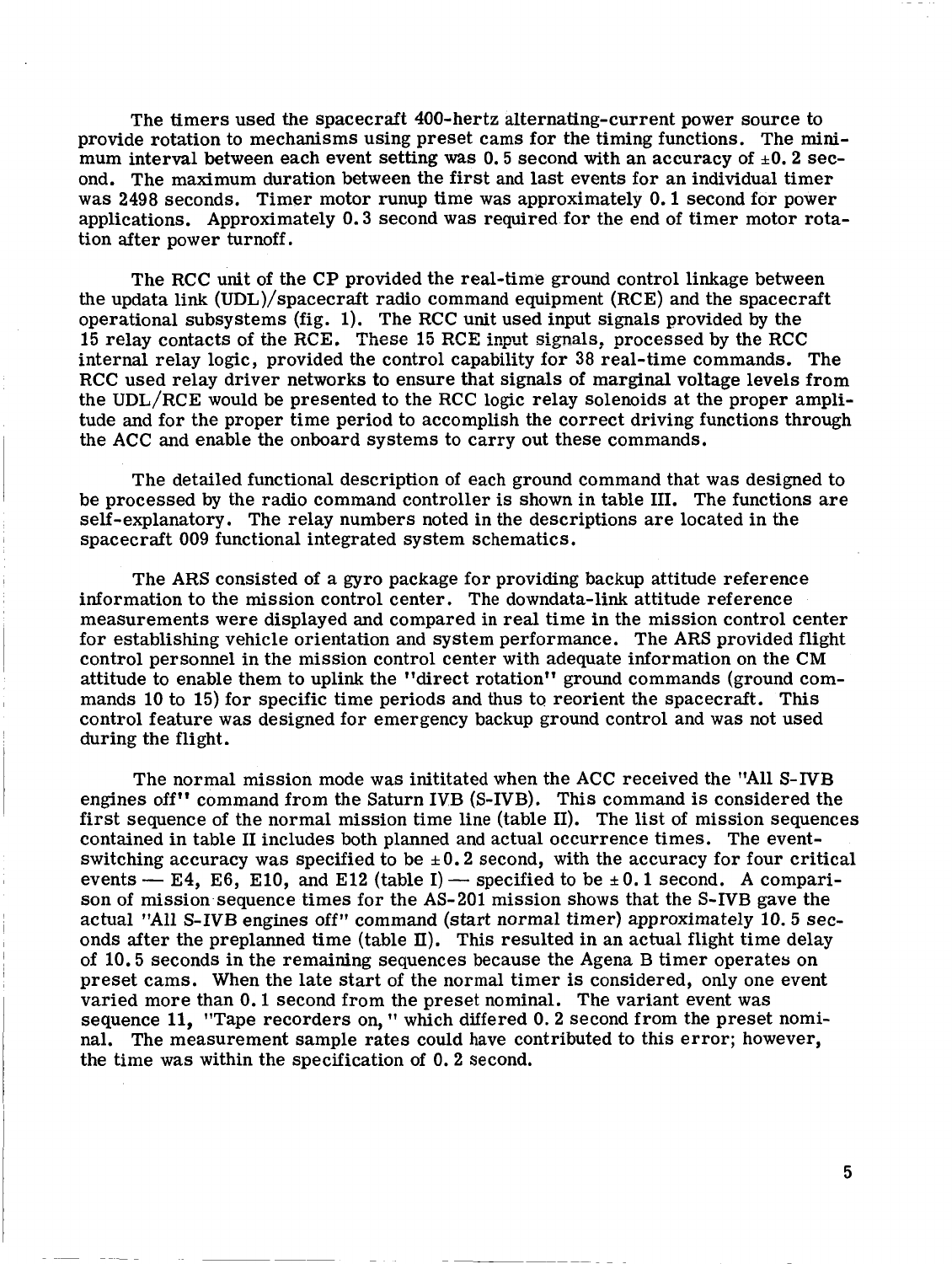The timers used the spacecraft 400-hertz alternating-current power source to provide rotation to mechanisms using preset cams for the timing functions. The minimum interval between each event setting was 0.5 second with an accuracy of ±0.2 second. The maximum duration between the first and last events for an individual timer was 2498 seconds. Timer motor runup time was approximately 0.1 second for power applications. Approximately 0.3 second was required for the end of timer motor rotation after power turnoff.

The RCC unit of the CP provided the real-time ground control linkage between the updata link (UDL)/spacecraft radio command equipment (RCE) and the spacecraft operational subsystems (fig. 1). The RCC unit used input signals provided by the 15 relay contacts of the RCE. These 15 RCE input signals, processed by the RCC internal relay logic, provided the control capability for 38 real-time commands. The RCC used relay driver networks to ensure that signals of marginal voltage levels from the UDL/RCE would be presented to the RCC logic relay solenoids at the proper amplitude and for the proper time period to accomplish the correct driving functions through the ACC and enable the onboard systems to carry out these commands.

The detailed functional description of each ground command that was designed to be processed by the radio command controller is shown in table III. The functions are self-explanatory. The relay numbers noted in the descriptions are located in the spacecraft 009 functional integrated system schematics.

The ARS consisted of a gyro package for providing backup attitude reference information to the mission control center. The downdata-link attitude reference measurements were displayed and compared in real time in the mission control center for establishing vehicle orientation and system performance. The ARS provided flight control personnel in the mission control center with adequate information on the CM attitude to enable them to uplink the "direct rotation" ground commands (ground commands 10 to 15) for specific time periods and thus to reorient the spacecraft. This control feature was designed for emergency backup ground control and was not used during the flight.

The normal mission mode was inititated when the ACC received the "All S-IVB engines off" command from the Saturn IVB (S-IVB). This command is considered the first sequence of the normal mission time line (table II). The list of mission sequences contained in table II includes both planned and actual occurrence times. The event-switching accuracy was specified to be ±0.2 second, with the accuracy for four critical events — E4, E6, E10, and E12 (table I) — specified to be ±0.1 second. A comparison of mission sequence times for the AS-201 mission shows that the S-IVB gave the actual "All S-IVB engines off" command (start normal timer) approximately 10.5 seconds after the preplanned time (table II). This resulted in an actual flight time delay of 10.5 seconds in the remaining sequences because the Agena B timer operates on preset cams. When the late start of the normal timer is considered, only one event varied more than 0.1 second from the preset nominal. The variant event was sequence 11, "Tape recorders on," which differed 0.2 second from the preset nominal. The measurement sample rates could have contributed to this error; however, the time was within the specification of 0.2 second.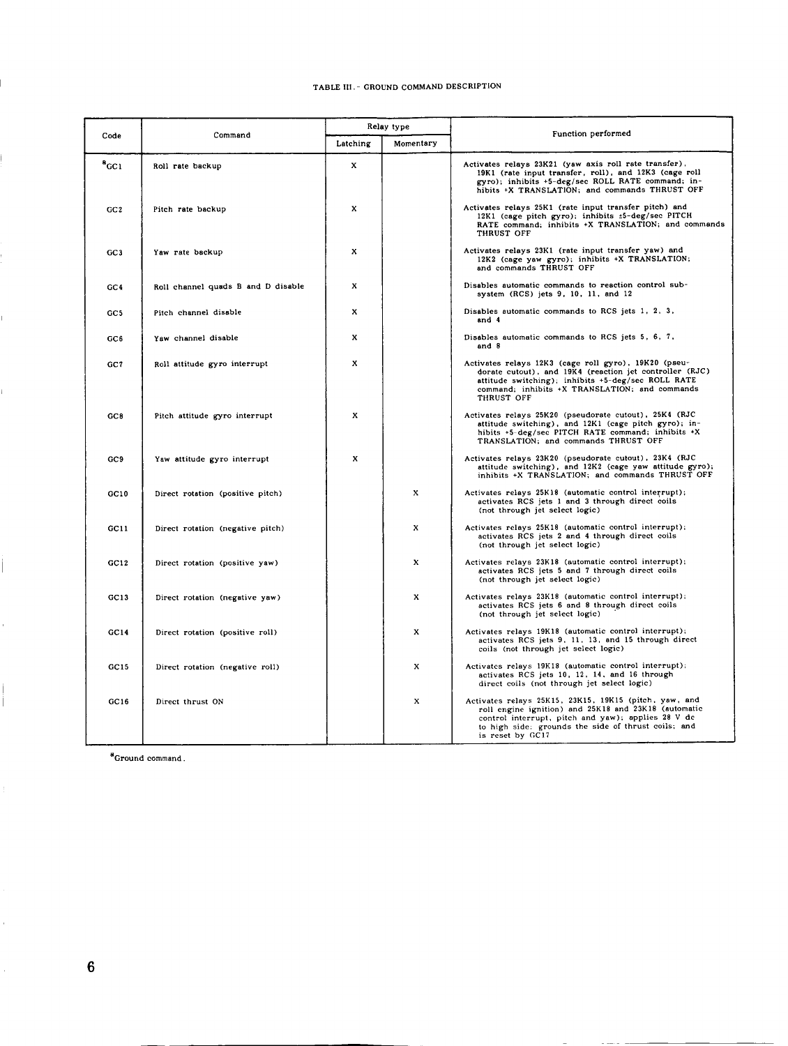TABLE III.- GROUND COMMAND DESCRIPTION

| Code | Command | Relay type | | Function performed |
|---|---|---|---|---|
| | | Latching | Momentary | |
| [a]GC1 | Roll rate backup | X | | Activates relays 23K21 (yaw axis roll rate transfer), 19K1 (rate input transfer, roll), and 12K3 (cage roll gyro); inhibits +5-deg/sec ROLL RATE command; inhibits +X TRANSLATION; and commands THRUST OFF |
| GC2 | Pitch rate backup | X | | Activates relays 25K1 (rate input transfer pitch) and 12K1 (cage pitch gyro); inhibits ±5-deg/sec PITCH RATE command; inhibits +X TRANSLATION; and commands THRUST OFF |
| GC3 | Yaw rate backup | X | | Activates relays 23K1 (rate input transfer yaw) and 12K2 (cage yaw gyro); inhibits +X TRANSLATION; and commands THRUST OFF |
| GC4 | Roll channel quads B and D disable | X | | Disables automatic commands to reaction control subsystem (RCS) jets 9, 10, 11, and 12 |
| GC5 | Pitch channel disable | X | | Disables automatic commands to RCS jets 1, 2, 3, and 4 |
| GC6 | Yaw channel disable | X | | Disables automatic commands to RCS jets 5, 6, 7, and 8 |
| GC7 | Roll attitude gyro interrupt | X | | Activates relays 12K3 (cage roll gyro), 19K20 (pseudorate cutout), and 19K4 (reaction jet controller (RJC) attitude switching); inhibits +5-deg/sec ROLL RATE command; inhibits +X TRANSLATION; and commands THRUST OFF |
| GC8 | Pitch attitude gyro interrupt | X | | Activates relays 25K20 (pseudorate cutout), 25K4 (RJC attitude switching), and 12K1 (cage pitch gyro); inhibits +5-deg/sec PITCH RATE command; inhibits +X TRANSLATION; and commands THRUST OFF |
| GC9 | Yaw attitude gyro interrupt | X | | Activates relays 23K20 (pseudorate cutout), 23K4 (RJC attitude switching), and 12K2 (cage yaw attitude gyro); inhibits +X TRANSLATION; and commands THRUST OFF |
| GC10 | Direct rotation (positive pitch) | | X | Activates relays 25K18 (automatic control interrupt); activates RCS jets 1 and 3 through direct coils (not through jet select logic) |
| GC11 | Direct rotation (negative pitch) | | X | Activates relays 25K18 (automatic control interrupt); activates RCS jets 2 and 4 through direct coils (not through jet select logic) |
| GC12 | Direct rotation (positive yaw) | | X | Activates relays 23K18 (automatic control interrupt); activates RCS jets 5 and 7 through direct coils (not through jet select logic) |
| GC13 | Direct rotation (negative yaw) | | X | Activates relays 23K18 (automatic control interrupt); activates RCS jets 6 and 8 through direct coils (not through jet select logic) |
| GC14 | Direct rotation (positive roll) | | X | Activates relays 19K18 (automatic control interrupt); activates RCS jets 9, 11, 13, and 15 through direct coils (not through jet select logic) |
| GC15 | Direct rotation (negative roll) | | X | Activates relays 19K18 (automatic control interrupt); activates RCS jets 10, 12, 14, and 16 through direct coils (not through jet select logic) |
| GC16 | Direct thrust ON | | X | Activates relays 25K15, 23K15, 19K15 (pitch, yaw, and roll engine ignition) and 25K18 and 23K18 (automatic control interrupt, pitch and yaw); applies 28 V dc to high side; grounds the side of thrust coils; and is reset by GC17 |

[a]Ground command.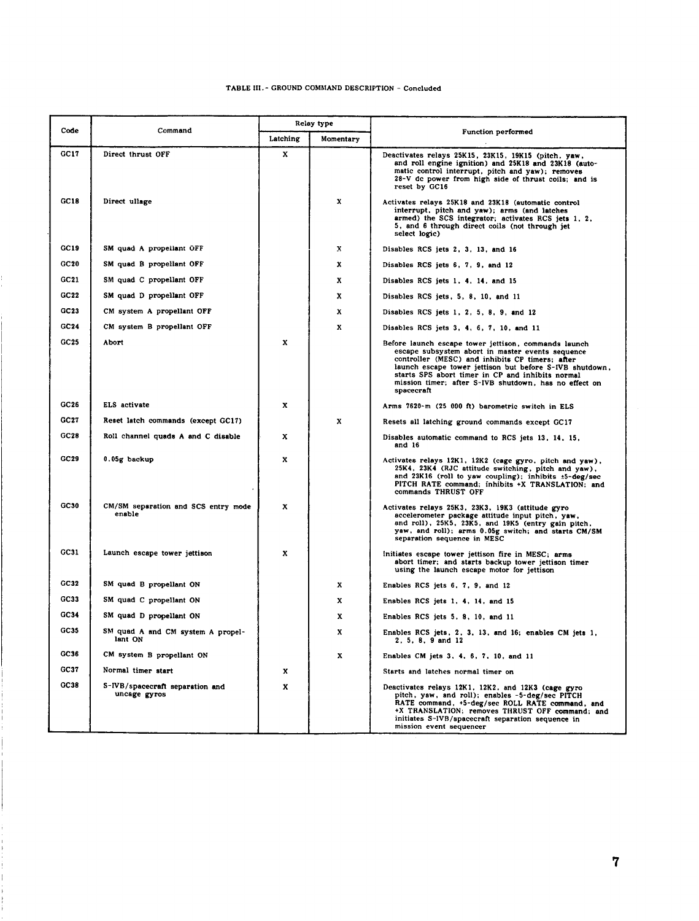TABLE III.- GROUND COMMAND DESCRIPTION - Concluded

| Code | Command | Relay type | | Function performed |
|---|---|---|---|---|
| | | Latching | Momentary | |
| GC17 | Direct thrust OFF | X | | Deactivates relays 25K15, 23K15, 19K15 (pitch, yaw, and roll engine ignition) and 25K18 and 23K18 (automatic control interrupt, pitch and yaw); removes 28-V dc power from high side of thrust coils; and is reset by GC16 |
| GC18 | Direct ullage | | X | Activates relays 25K18 and 23K18 (automatic control interrupt, pitch and yaw); arms (and latches armed) the SCS integrator; activates RCS jets 1, 2, 5, and 6 through direct coils (not through jet select logic) |
| GC19 | SM quad A propellant OFF | | X | Disables RCS jets 2, 3, 13, and 16 |
| GC20 | SM quad B propellant OFF | | X | Disables RCS jets 6, 7, 9, and 12 |
| GC21 | SM quad C propellant OFF | | X | Disables RCS jets 1, 4, 14, and 15 |
| GC22 | SM quad D propellant OFF | | X | Disables RCS jets, 5, 8, 10, and 11 |
| GC23 | CM system A propellant OFF | | X | Disables RCS jets 1, 2, 5, 8, 9, and 12 |
| GC24 | CM system B propellant OFF | | X | Disables RCS jets 3, 4, 6, 7, 10, and 11 |
| GC25 | Abort | X | | Before launch escape tower jettison, commands launch escape subsystem abort in master events sequence controller (MESC) and inhibits CP timers; after launch escape tower jettison but before S-IVB shutdown, starts SPS abort timer in CP and inhibits normal mission timer; after S-IVB shutdown, has no effect on spacecraft |
| GC26 | ELS activate | X | | Arms 7620-m (25 000 ft) barometric switch in ELS |
| GC27 | Reset latch commands (except GC17) | | X | Resets all latching ground commands except GC17 |
| GC28 | Roll channel quads A and C disable | X | | Disables automatic command to RCS jets 13, 14, 15, and 16 |
| GC29 | 0.05g backup | X | | Activates relays 12K1, 12K2 (cage gyro, pitch and yaw), 25K4, 23K4 (RJC attitude switching, pitch and yaw), and 23K16 (roll to yaw coupling); inhibits ±5-deg/sec PITCH RATE command; inhibits +X TRANSLATION; and commands THRUST OFF |
| GC30 | CM/SM separation and SCS entry mode enable | X | | Activates relays 25K3, 23K3, 19K3 (attitude gyro accelerometer package attitude input pitch, yaw, and roll), 25K5, 23K5, and 19K5 (entry gain pitch, yaw, and roll); arms 0.05g switch; and starts CM/SM separation sequence in MESC |
| GC31 | Launch escape tower jettison | X | | Initiates escape tower jettison fire in MESC; arms abort timer; and starts backup tower jettison timer using the launch escape motor for jettison |
| GC32 | SM quad B propellant ON | | X | Enables RCS jets 6, 7, 9, and 12 |
| GC33 | SM quad C propellant ON | | X | Enables RCS jets 1, 4, 14, and 15 |
| GC34 | SM quad D propellant ON | | X | Enables RCS jets 5, 8, 10, and 11 |
| GC35 | SM quad A and CM system A propellant ON | | X | Enables RCS jets, 2, 3, 13, and 16; enables CM jets 1, 2, 5, 8, 9 and 12 |
| GC36 | CM system B propellant ON | | X | Enables CM jets 3, 4, 6, 7, 10, and 11 |
| GC37 | Normal timer start | X | | Starts and latches normal timer on |
| GC38 | S-IVB/spacecraft separation and uncage gyros | X | | Deactivates relays 12K1, 12K2, and 12K3 (cage gyro pitch, yaw, and roll); enables -5-deg/sec PITCH RATE command, +5-deg/sec ROLL RATE command, and +X TRANSLATION; removes THRUST OFF command; and initiates S-IVB/spacecraft separation sequence in mission event sequencer |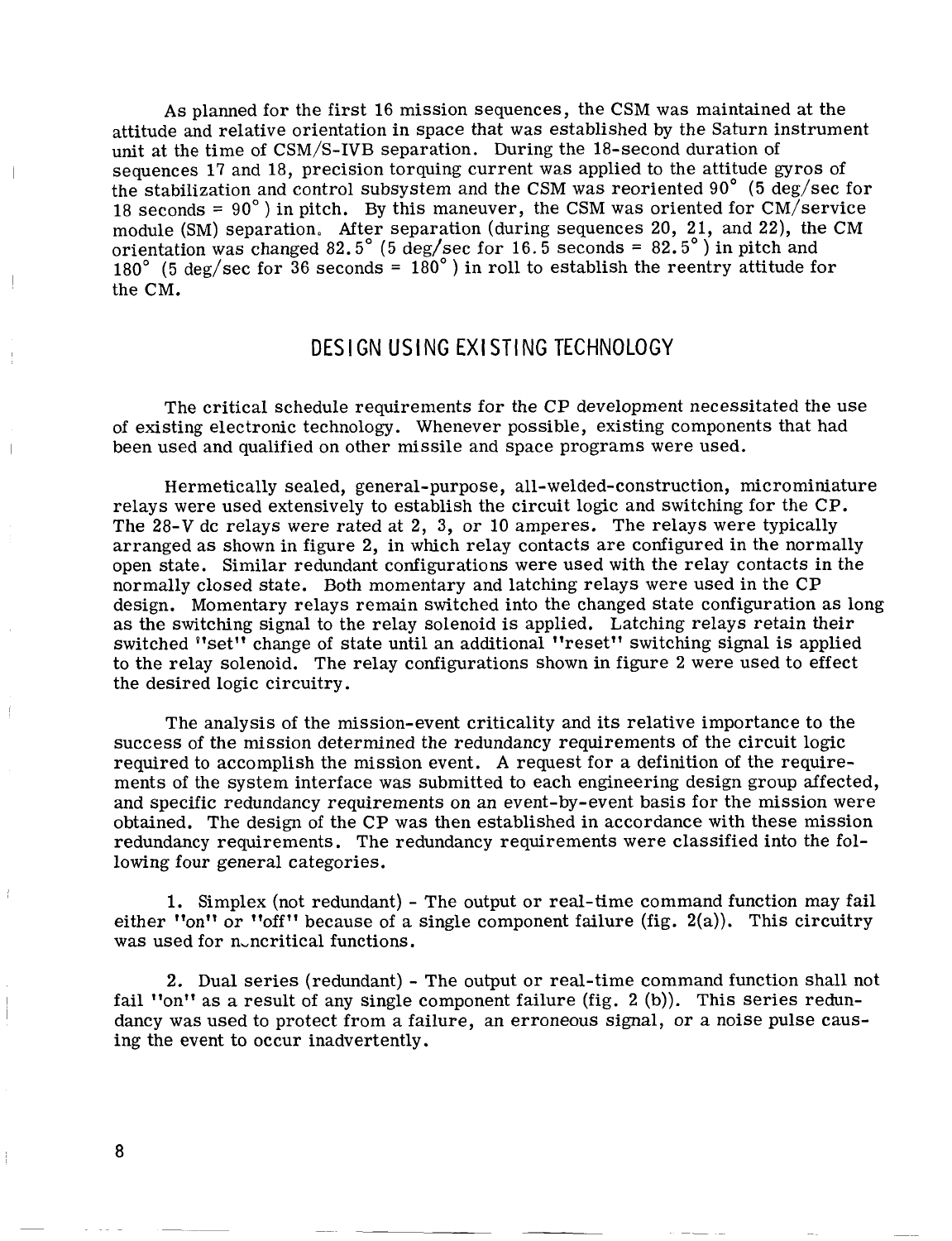As planned for the first 16 mission sequences, the CSM was maintained at the attitude and relative orientation in space that was established by the Saturn instrument unit at the time of CSM/S-IVB separation. During the 18-second duration of sequences 17 and 18, precision torquing current was applied to the attitude gyros of the stabilization and control subsystem and the CSM was reoriented 90° (5 deg/sec for 18 seconds = 90°) in pitch. By this maneuver, the CSM was oriented for CM/service module (SM) separation. After separation (during sequences 20, 21, and 22), the CM orientation was changed 82.5° (5 deg/sec for 16.5 seconds = 82.5°) in pitch and 180° (5 deg/sec for 36 seconds = 180°) in roll to establish the reentry attitude for the CM.

## DESIGN USING EXISTING TECHNOLOGY

The critical schedule requirements for the CP development necessitated the use of existing electronic technology. Whenever possible, existing components that had been used and qualified on other missile and space programs were used.

Hermetically sealed, general-purpose, all-welded-construction, microminiature relays were used extensively to establish the circuit logic and switching for the CP. The 28-V dc relays were rated at 2, 3, or 10 amperes. The relays were typically arranged as shown in figure 2, in which relay contacts are configured in the normally open state. Similar redundant configurations were used with the relay contacts in the normally closed state. Both momentary and latching relays were used in the CP design. Momentary relays remain switched into the changed state configuration as long as the switching signal to the relay solenoid is applied. Latching relays retain their switched "set" change of state until an additional "reset" switching signal is applied to the relay solenoid. The relay configurations shown in figure 2 were used to effect the desired logic circuitry.

The analysis of the mission-event criticality and its relative importance to the success of the mission determined the redundancy requirements of the circuit logic required to accomplish the mission event. A request for a definition of the requirements of the system interface was submitted to each engineering design group affected, and specific redundancy requirements on an event-by-event basis for the mission were obtained. The design of the CP was then established in accordance with these mission redundancy requirements. The redundancy requirements were classified into the following four general categories.

1. Simplex (not redundant) - The output or real-time command function may fail either "on" or "off" because of a single component failure (fig. 2(a)). This circuitry was used for noncritical functions.

2. Dual series (redundant) - The output or real-time command function shall not fail "on" as a result of any single component failure (fig. 2 (b)). This series redundancy was used to protect from a failure, an erroneous signal, or a noise pulse causing the event to occur inadvertently.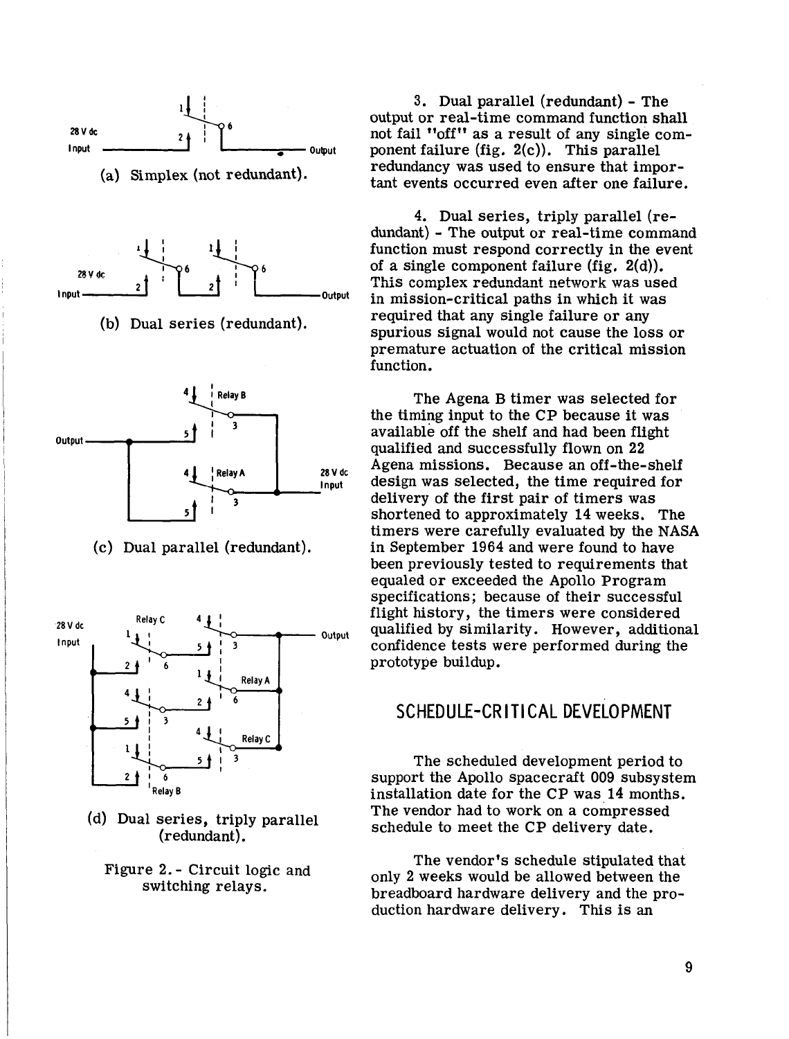(a) Simplex (not redundant).

(b) Dual series (redundant).

(c) Dual parallel (redundant).

(d) Dual series, triply parallel (redundant).

Figure 2.- Circuit logic and switching relays.

3. Dual parallel (redundant) - The output or real-time command function shall not fail "off" as a result of any single component failure (fig. 2(c)). This parallel redundancy was used to ensure that important events occurred even after one failure.

4. Dual series, triply parallel (redundant) - The output or real-time command function must respond correctly in the event of a single component failure (fig. 2(d)). This complex redundant network was used in mission-critical paths in which it was required that any single failure or any spurious signal would not cause the loss or premature actuation of the critical mission function.

The Agena B timer was selected for the timing input to the CP because it was available off the shelf and had been flight qualified and successfully flown on 22 Agena missions. Because an off-the-shelf design was selected, the time required for delivery of the first pair of timers was shortened to approximately 14 weeks. The timers were carefully evaluated by the NASA in September 1964 and were found to have been previously tested to requirements that equaled or exceeded the Apollo Program specifications; because of their successful flight history, the timers were considered qualified by similarity. However, additional confidence tests were performed during the prototype buildup.

## SCHEDULE-CRITICAL DEVELOPMENT

The scheduled development period to support the Apollo spacecraft 009 subsystem installation date for the CP was 14 months. The vendor had to work on a compressed schedule to meet the CP delivery date.

The vendor's schedule stipulated that only 2 weeks would be allowed between the breadboard hardware delivery and the production hardware delivery. This is an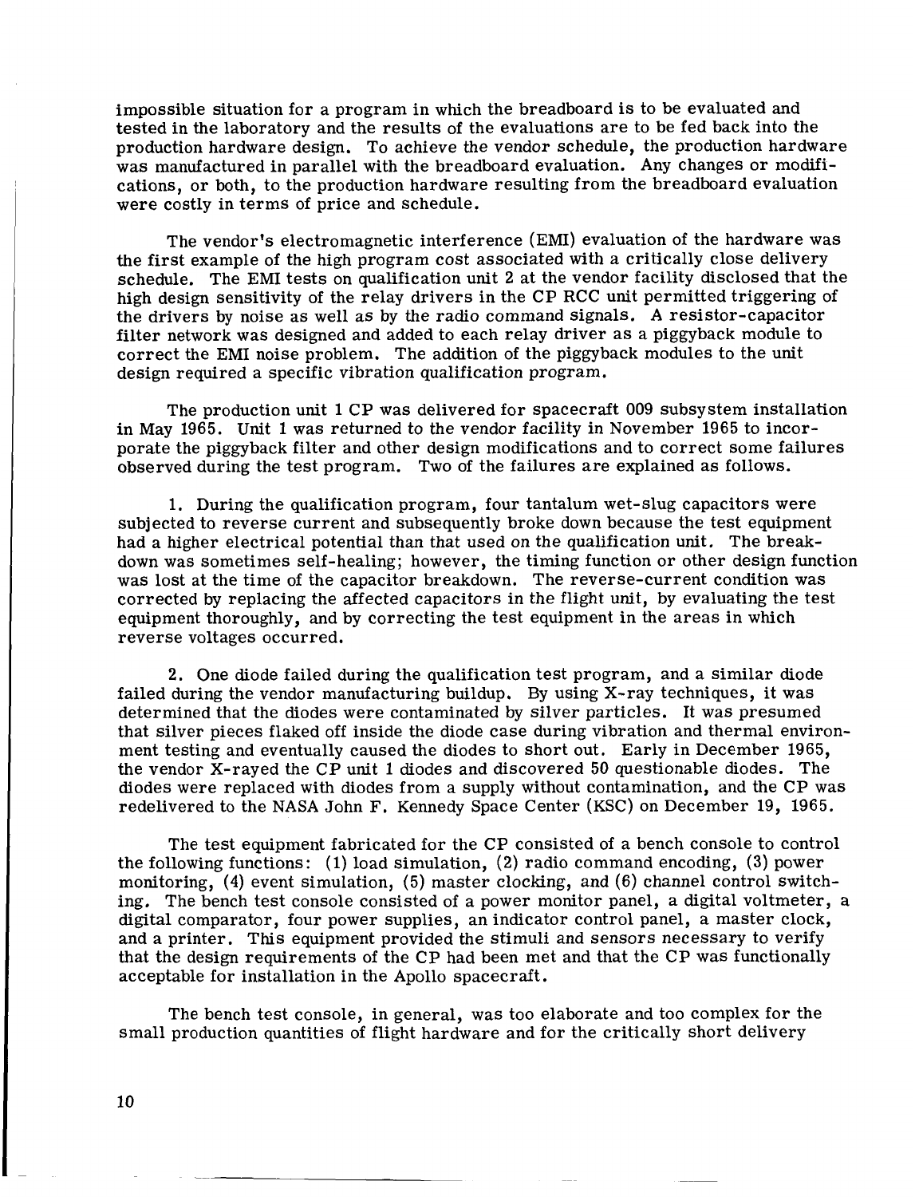impossible situation for a program in which the breadboard is to be evaluated and tested in the laboratory and the results of the evaluations are to be fed back into the production hardware design. To achieve the vendor schedule, the production hardware was manufactured in parallel with the breadboard evaluation. Any changes or modifications, or both, to the production hardware resulting from the breadboard evaluation were costly in terms of price and schedule.

The vendor's electromagnetic interference (EMI) evaluation of the hardware was the first example of the high program cost associated with a critically close delivery schedule. The EMI tests on qualification unit 2 at the vendor facility disclosed that the high design sensitivity of the relay drivers in the CP RCC unit permitted triggering of the drivers by noise as well as by the radio command signals. A resistor-capacitor filter network was designed and added to each relay driver as a piggyback module to correct the EMI noise problem. The addition of the piggyback modules to the unit design required a specific vibration qualification program.

The production unit 1 CP was delivered for spacecraft 009 subsystem installation in May 1965. Unit 1 was returned to the vendor facility in November 1965 to incorporate the piggyback filter and other design modifications and to correct some failures observed during the test program. Two of the failures are explained as follows.

1. During the qualification program, four tantalum wet-slug capacitors were subjected to reverse current and subsequently broke down because the test equipment had a higher electrical potential than that used on the qualification unit. The breakdown was sometimes self-healing; however, the timing function or other design function was lost at the time of the capacitor breakdown. The reverse-current condition was corrected by replacing the affected capacitors in the flight unit, by evaluating the test equipment thoroughly, and by correcting the test equipment in the areas in which reverse voltages occurred.

2. One diode failed during the qualification test program, and a similar diode failed during the vendor manufacturing buildup. By using X-ray techniques, it was determined that the diodes were contaminated by silver particles. It was presumed that silver pieces flaked off inside the diode case during vibration and thermal environment testing and eventually caused the diodes to short out. Early in December 1965, the vendor X-rayed the CP unit 1 diodes and discovered 50 questionable diodes. The diodes were replaced with diodes from a supply without contamination, and the CP was redelivered to the NASA John F. Kennedy Space Center (KSC) on December 19, 1965.

The test equipment fabricated for the CP consisted of a bench console to control the following functions: (1) load simulation, (2) radio command encoding, (3) power monitoring, (4) event simulation, (5) master clocking, and (6) channel control switching. The bench test console consisted of a power monitor panel, a digital voltmeter, a digital comparator, four power supplies, an indicator control panel, a master clock, and a printer. This equipment provided the stimuli and sensors necessary to verify that the design requirements of the CP had been met and that the CP was functionally acceptable for installation in the Apollo spacecraft.

The bench test console, in general, was too elaborate and too complex for the small production quantities of flight hardware and for the critically short delivery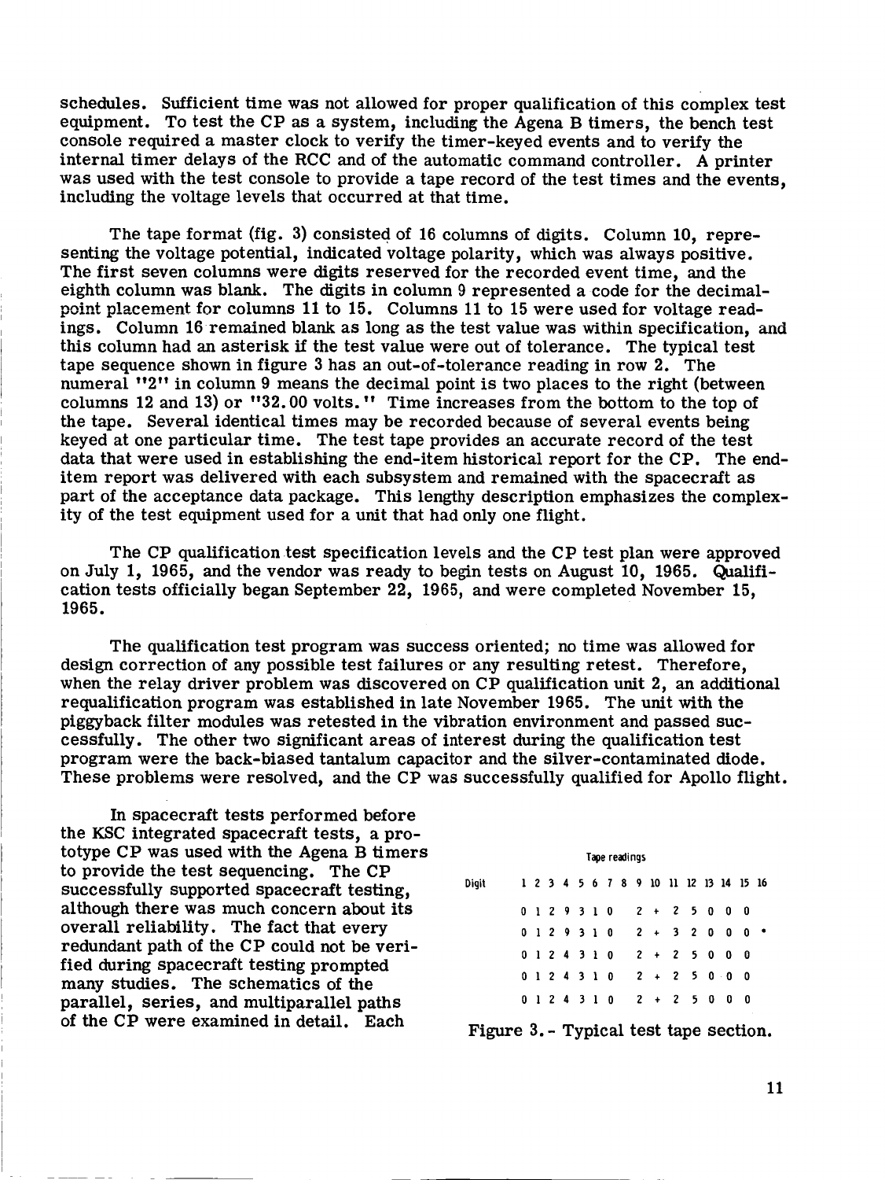schedules. Sufficient time was not allowed for proper qualification of this complex test equipment. To test the CP as a system, including the Agena B timers, the bench test console required a master clock to verify the timer-keyed events and to verify the internal timer delays of the RCC and of the automatic command controller. A printer was used with the test console to provide a tape record of the test times and the events, including the voltage levels that occurred at that time.

The tape format (fig. 3) consisted of 16 columns of digits. Column 10, representing the voltage potential, indicated voltage polarity, which was always positive. The first seven columns were digits reserved for the recorded event time, and the eighth column was blank. The digits in column 9 represented a code for the decimal-point placement for columns 11 to 15. Columns 11 to 15 were used for voltage readings. Column 16 remained blank as long as the test value was within specification, and this column had an asterisk if the test value were out of tolerance. The typical test tape sequence shown in figure 3 has an out-of-tolerance reading in row 2. The numeral "2" in column 9 means the decimal point is two places to the right (between columns 12 and 13) or "32.00 volts." Time increases from the bottom to the top of the tape. Several identical times may be recorded because of several events being keyed at one particular time. The test tape provides an accurate record of the test data that were used in establishing the end-item historical report for the CP. The end-item report was delivered with each subsystem and remained with the spacecraft as part of the acceptance data package. This lengthy description emphasizes the complexity of the test equipment used for a unit that had only one flight.

The CP qualification test specification levels and the CP test plan were approved on July 1, 1965, and the vendor was ready to begin tests on August 10, 1965. Qualification tests officially began September 22, 1965, and were completed November 15, 1965.

The qualification test program was success oriented; no time was allowed for design correction of any possible test failures or any resulting retest. Therefore, when the relay driver problem was discovered on CP qualification unit 2, an additional requalification program was established in late November 1965. The unit with the piggyback filter modules was retested in the vibration environment and passed successfully. The other two significant areas of interest during the qualification test program were the back-biased tantalum capacitor and the silver-contaminated diode. These problems were resolved, and the CP was successfully qualified for Apollo flight.

In spacecraft tests performed before the KSC integrated spacecraft tests, a prototype CP was used with the Agena B timers to provide the test sequencing. The CP successfully supported spacecraft testing, although there was much concern about its overall reliability. The fact that every redundant path of the CP could not be verified during spacecraft testing prompted many studies. The schematics of the parallel, series, and multiparallel paths of the CP were examined in detail. Each

Tape readings

| Digit | 1 | 2 | 3 | 4 | 5 | 6 | 7 | 8 | 9 | 10 | 11 | 12 | 13 | 14 | 15 | 16 |
|---|---|---|---|---|---|---|---|---|---|---|---|---|---|---|---|---|
| | 0 | 1 | 2 | 9 | 3 | 1 | 0 | | 2 | + | 2 | 5 | 0 | 0 | 0 | |
| | 0 | 1 | 2 | 9 | 3 | 1 | 0 | | 2 | + | 3 | 2 | 0 | 0 | 0 | * |
| | 0 | 1 | 2 | 4 | 3 | 1 | 0 | | 2 | + | 2 | 5 | 0 | 0 | 0 | |
| | 0 | 1 | 2 | 4 | 3 | 1 | 0 | | 2 | + | 2 | 5 | 0 | 0 | 0 | |
| | 0 | 1 | 2 | 4 | 3 | 1 | 0 | | 2 | + | 2 | 5 | 0 | 0 | 0 | |

Figure 3. - Typical test tape section.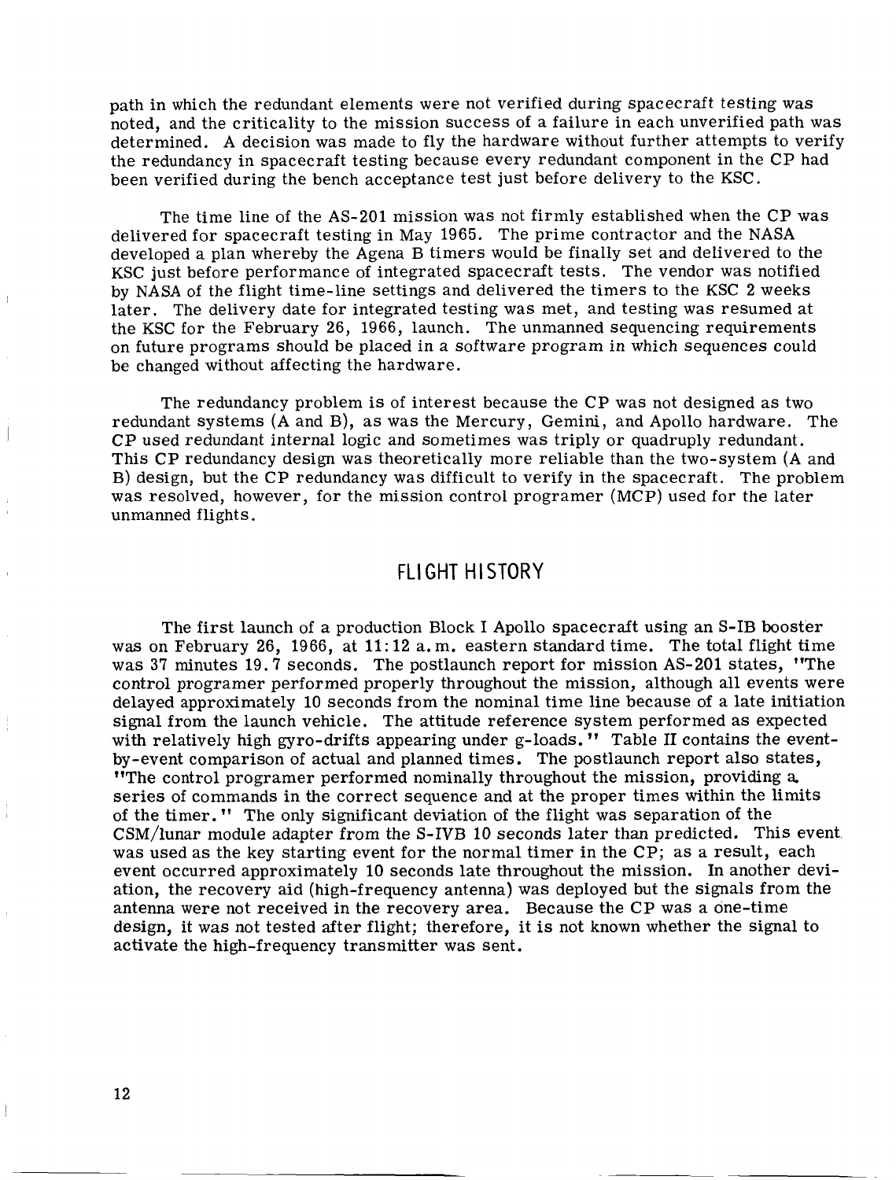path in which the redundant elements were not verified during spacecraft testing was noted, and the criticality to the mission success of a failure in each unverified path was determined. A decision was made to fly the hardware without further attempts to verify the redundancy in spacecraft testing because every redundant component in the CP had been verified during the bench acceptance test just before delivery to the KSC.

The time line of the AS-201 mission was not firmly established when the CP was delivered for spacecraft testing in May 1965. The prime contractor and the NASA developed a plan whereby the Agena B timers would be finally set and delivered to the KSC just before performance of integrated spacecraft tests. The vendor was notified by NASA of the flight time-line settings and delivered the timers to the KSC 2 weeks later. The delivery date for integrated testing was met, and testing was resumed at the KSC for the February 26, 1966, launch. The unmanned sequencing requirements on future programs should be placed in a software program in which sequences could be changed without affecting the hardware.

The redundancy problem is of interest because the CP was not designed as two redundant systems (A and B), as was the Mercury, Gemini, and Apollo hardware. The CP used redundant internal logic and sometimes was triply or quadruply redundant. This CP redundancy design was theoretically more reliable than the two-system (A and B) design, but the CP redundancy was difficult to verify in the spacecraft. The problem was resolved, however, for the mission control programer (MCP) used for the later unmanned flights.

## FLIGHT HISTORY

The first launch of a production Block I Apollo spacecraft using an S-IB booster was on February 26, 1966, at 11:12 a.m. eastern standard time. The total flight time was 37 minutes 19.7 seconds. The postlaunch report for mission AS-201 states, "The control programer performed properly throughout the mission, although all events were delayed approximately 10 seconds from the nominal time line because of a late initiation signal from the launch vehicle. The attitude reference system performed as expected with relatively high gyro-drifts appearing under g-loads." Table II contains the event-by-event comparison of actual and planned times. The postlaunch report also states, "The control programer performed nominally throughout the mission, providing a series of commands in the correct sequence and at the proper times within the limits of the timer." The only significant deviation of the flight was separation of the CSM/lunar module adapter from the S-IVB 10 seconds later than predicted. This event was used as the key starting event for the normal timer in the CP; as a result, each event occurred approximately 10 seconds late throughout the mission. In another deviation, the recovery aid (high-frequency antenna) was deployed but the signals from the antenna were not received in the recovery area. Because the CP was a one-time design, it was not tested after flight; therefore, it is not known whether the signal to activate the high-frequency transmitter was sent.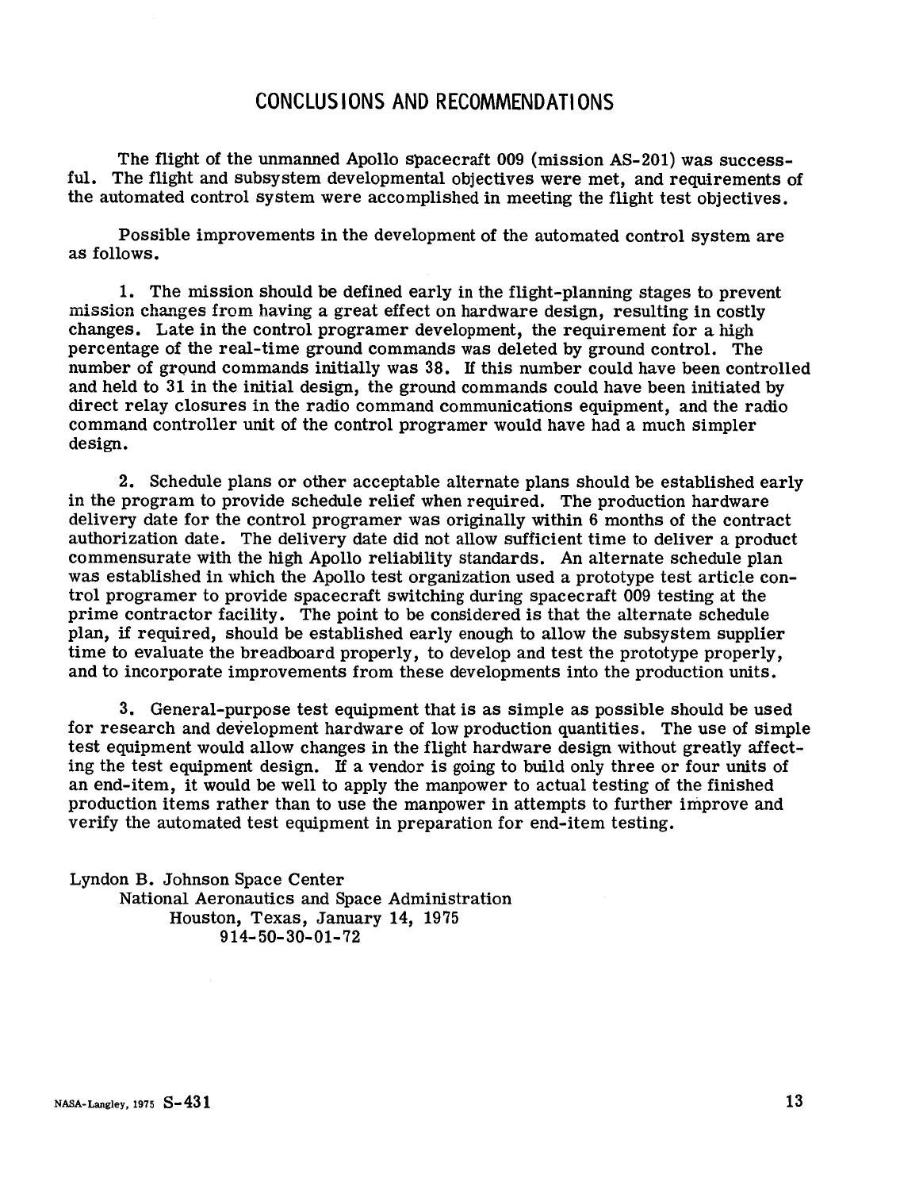# CONCLUSIONS AND RECOMMENDATIONS

The flight of the unmanned Apollo spacecraft 009 (mission AS-201) was successful. The flight and subsystem developmental objectives were met, and requirements of the automated control system were accomplished in meeting the flight test objectives.

Possible improvements in the development of the automated control system are as follows.

1. The mission should be defined early in the flight-planning stages to prevent mission changes from having a great effect on hardware design, resulting in costly changes. Late in the control programer development, the requirement for a high percentage of the real-time ground commands was deleted by ground control. The number of ground commands initially was 38. If this number could have been controlled and held to 31 in the initial design, the ground commands could have been initiated by direct relay closures in the radio command communications equipment, and the radio command controller unit of the control programer would have had a much simpler design.

2. Schedule plans or other acceptable alternate plans should be established early in the program to provide schedule relief when required. The production hardware delivery date for the control programer was originally within 6 months of the contract authorization date. The delivery date did not allow sufficient time to deliver a product commensurate with the high Apollo reliability standards. An alternate schedule plan was established in which the Apollo test organization used a prototype test article control programer to provide spacecraft switching during spacecraft 009 testing at the prime contractor facility. The point to be considered is that the alternate schedule plan, if required, should be established early enough to allow the subsystem supplier time to evaluate the breadboard properly, to develop and test the prototype properly, and to incorporate improvements from these developments into the production units.

3. General-purpose test equipment that is as simple as possible should be used for research and development hardware of low production quantities. The use of simple test equipment would allow changes in the flight hardware design without greatly affecting the test equipment design. If a vendor is going to build only three or four units of an end-item, it would be well to apply the manpower to actual testing of the finished production items rather than to use the manpower in attempts to further improve and verify the automated test equipment in preparation for end-item testing.

Lyndon B. Johnson Space Center
National Aeronautics and Space Administration
Houston, Texas, January 14, 1975
914-50-30-01-72

NASA-Langley, 1975 S-431